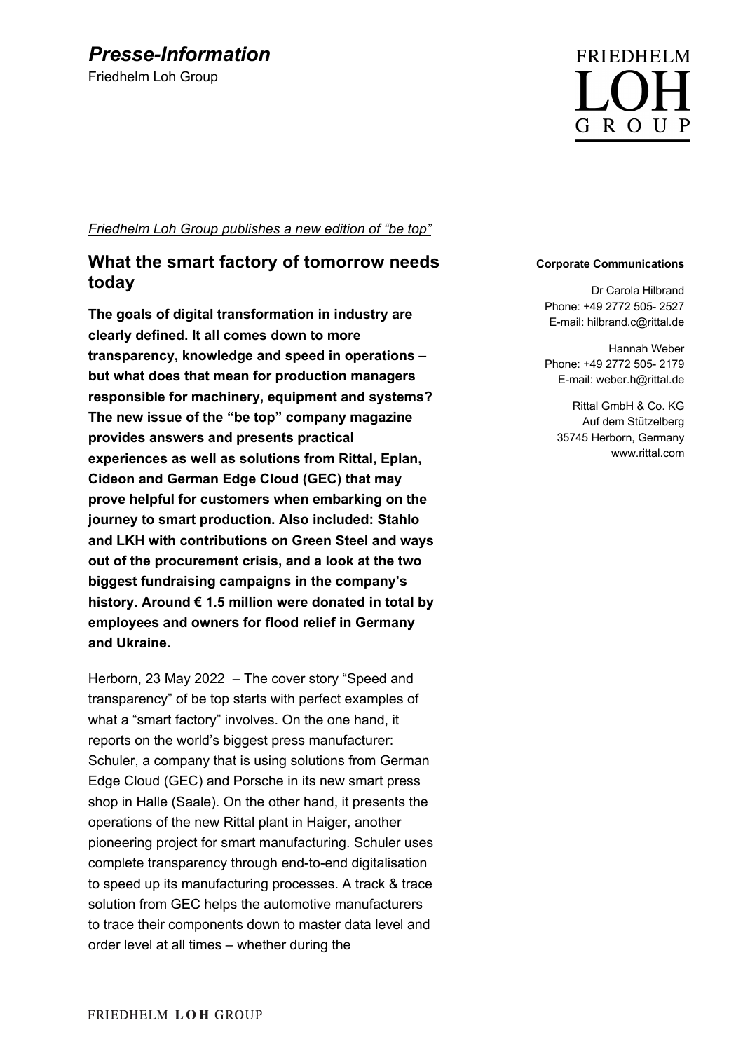*Presse-Information*

Friedhelm Loh Group

*Friedhelm Loh Group publishes a new edition of "be top"*

## What the smart factory of tomorrow needs today

**The goals of digital transformation in industry are clearly defined. It all comes down to more transparency, knowledge and speed in operations – but what does that mean for production managers responsible for machinery, equipment and systems? The new issue of the "be top" company magazine provides answers and presents practical experiences as well as solutions from Rittal, Eplan, Cideon and German Edge Cloud (GEC) that may prove helpful for customers when embarking on the journey to smart production. Also included: Stahlo and LKH with contributions on Green Steel and ways out of the procurement crisis, and a look at the two biggest fundraising campaigns in the company's history. Around € 1.5 million were donated in total by employees and owners for flood relief in Germany and Ukraine.**

Herborn, 23 May 2022 – The cover story "Speed and transparency" of be top starts with perfect examples of what a "smart factory" involves. On the one hand, it reports on the world's biggest press manufacturer: Schuler, a company that is using solutions from German Edge Cloud (GEC) and Porsche in its new smart press shop in Halle (Saale). On the other hand, it presents the operations of the new Rittal plant in Haiger, another pioneering project for smart manufacturing. Schuler uses complete transparency through end-to-end digitalisation to speed up its manufacturing processes. A track & trace solution from GEC helps the automotive manufacturers to trace their components down to master data level and order level at all times – whether during the

**Corporate Communications**

Dr Carola Hilbrand
Phone: +49 2772 505- 2527
E-mail: hilbrand.c@rittal.de

Hannah Weber
Phone: +49 2772 505- 2179
E-mail: weber.h@rittal.de

Rittal GmbH & Co. KG
Auf dem Stützelberg
35745 Herborn, Germany
www.rittal.com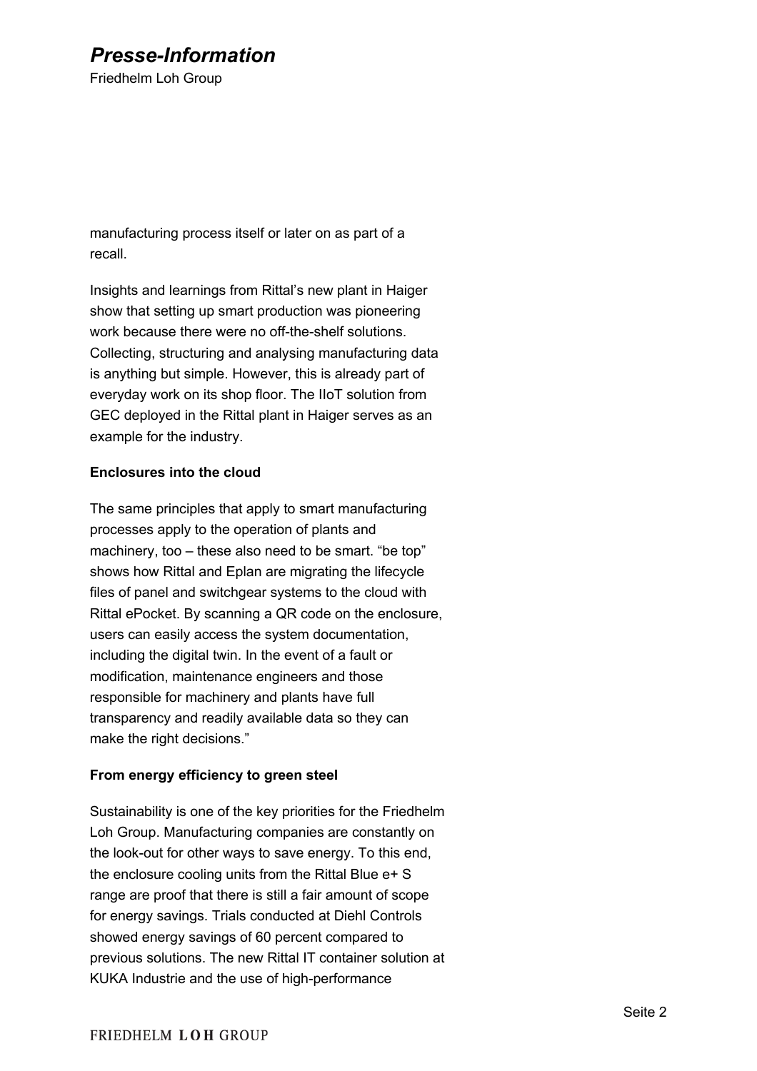manufacturing process itself or later on as part of a recall.

Insights and learnings from Rittal's new plant in Haiger show that setting up smart production was pioneering work because there were no off-the-shelf solutions. Collecting, structuring and analysing manufacturing data is anything but simple. However, this is already part of everyday work on its shop floor. The IIoT solution from GEC deployed in the Rittal plant in Haiger serves as an example for the industry.

**Enclosures into the cloud**

The same principles that apply to smart manufacturing processes apply to the operation of plants and machinery, too – these also need to be smart. "be top" shows how Rittal and Eplan are migrating the lifecycle files of panel and switchgear systems to the cloud with Rittal ePocket. By scanning a QR code on the enclosure, users can easily access the system documentation, including the digital twin. In the event of a fault or modification, maintenance engineers and those responsible for machinery and plants have full transparency and readily available data so they can make the right decisions."

**From energy efficiency to green steel**

Sustainability is one of the key priorities for the Friedhelm Loh Group. Manufacturing companies are constantly on the look-out for other ways to save energy. To this end, the enclosure cooling units from the Rittal Blue e+ S range are proof that there is still a fair amount of scope for energy savings. Trials conducted at Diehl Controls showed energy savings of 60 percent compared to previous solutions. The new Rittal IT container solution at KUKA Industrie and the use of high-performance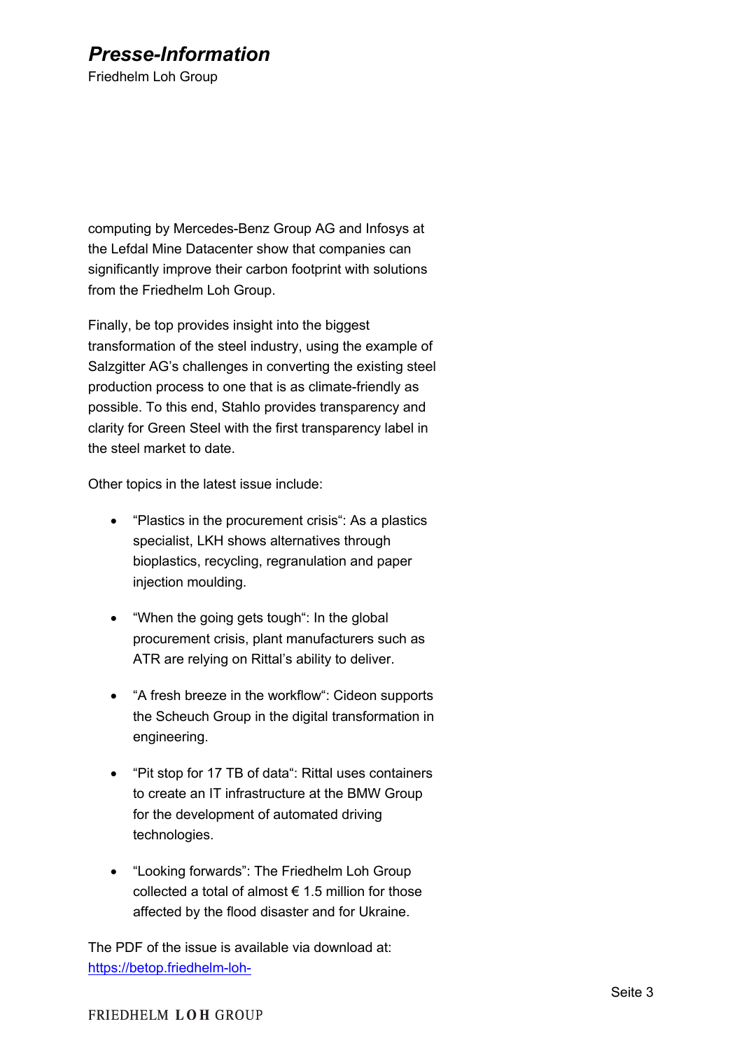computing by Mercedes-Benz Group AG and Infosys at the Lefdal Mine Datacenter show that companies can significantly improve their carbon footprint with solutions from the Friedhelm Loh Group.

Finally, be top provides insight into the biggest transformation of the steel industry, using the example of Salzgitter AG's challenges in converting the existing steel production process to one that is as climate-friendly as possible. To this end, Stahlo provides transparency and clarity for Green Steel with the first transparency label in the steel market to date.

Other topics in the latest issue include:

- "Plastics in the procurement crisis": As a plastics specialist, LKH shows alternatives through bioplastics, recycling, regranulation and paper injection moulding.
- "When the going gets tough": In the global procurement crisis, plant manufacturers such as ATR are relying on Rittal's ability to deliver.
- "A fresh breeze in the workflow": Cideon supports the Scheuch Group in the digital transformation in engineering.
- "Pit stop for 17 TB of data": Rittal uses containers to create an IT infrastructure at the BMW Group for the development of automated driving technologies.
- "Looking forwards": The Friedhelm Loh Group collected a total of almost € 1.5 million for those affected by the flood disaster and for Ukraine.

The PDF of the issue is available via download at: https://betop.friedhelm-loh-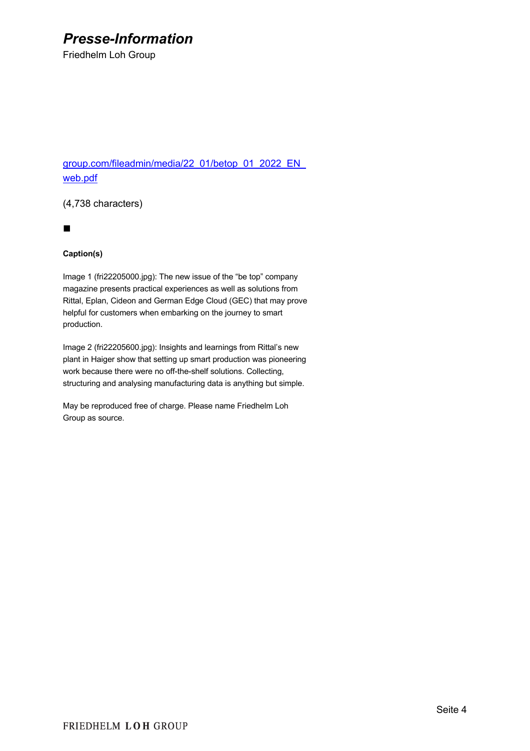group.com/fileadmin/media/22_01/betop_01_2022_EN_web.pdf

(4,738 characters)

■

**Caption(s)**

Image 1 (fri22205000.jpg): The new issue of the “be top” company magazine presents practical experiences as well as solutions from Rittal, Eplan, Cideon and German Edge Cloud (GEC) that may prove helpful for customers when embarking on the journey to smart production.

Image 2 (fri22205600.jpg): Insights and learnings from Rittal’s new plant in Haiger show that setting up smart production was pioneering work because there were no off-the-shelf solutions. Collecting, structuring and analysing manufacturing data is anything but simple.

May be reproduced free of charge. Please name Friedhelm Loh Group as source.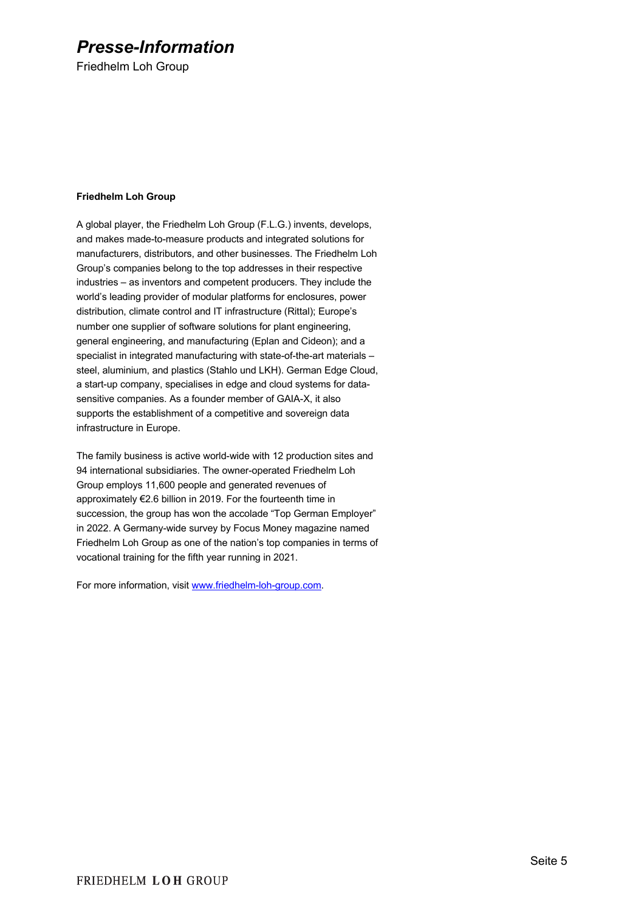**Friedhelm Loh Group**

A global player, the Friedhelm Loh Group (F.L.G.) invents, develops, and makes made-to-measure products and integrated solutions for manufacturers, distributors, and other businesses. The Friedhelm Loh Group's companies belong to the top addresses in their respective industries – as inventors and competent producers. They include the world's leading provider of modular platforms for enclosures, power distribution, climate control and IT infrastructure (Rittal); Europe's number one supplier of software solutions for plant engineering, general engineering, and manufacturing (Eplan and Cideon); and a specialist in integrated manufacturing with state-of-the-art materials – steel, aluminium, and plastics (Stahlo und LKH). German Edge Cloud, a start-up company, specialises in edge and cloud systems for data-sensitive companies. As a founder member of GAIA-X, it also supports the establishment of a competitive and sovereign data infrastructure in Europe.

The family business is active world-wide with 12 production sites and 94 international subsidiaries. The owner-operated Friedhelm Loh Group employs 11,600 people and generated revenues of approximately €2.6 billion in 2019. For the fourteenth time in succession, the group has won the accolade "Top German Employer" in 2022. A Germany-wide survey by Focus Money magazine named Friedhelm Loh Group as one of the nation's top companies in terms of vocational training for the fifth year running in 2021.

For more information, visit [www.friedhelm-loh-group.com](http://www.friedhelm-loh-group.com).